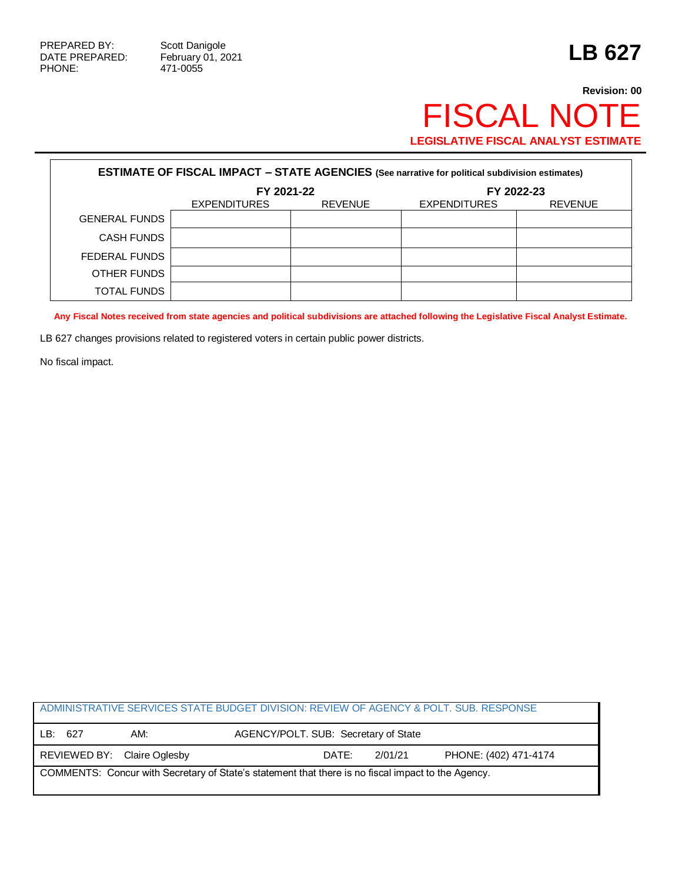PREPARED BY: Scott Danigole
DATE PREPARED: February 01, 2021
PHONE: 471-0055

# LB 627

**Revision: 00**

# FISCAL NOTE

**LEGISLATIVE FISCAL ANALYST ESTIMATE**

| **ESTIMATE OF FISCAL IMPACT – STATE AGENCIES** (See narrative for political subdivision estimates) | | | | |
|---|---|---|---|---|
| | **FY 2021-22** | | **FY 2022-23** | |
| | EXPENDITURES | REVENUE | EXPENDITURES | REVENUE |
| GENERAL FUNDS | | | | |
| CASH FUNDS | | | | |
| FEDERAL FUNDS | | | | |
| OTHER FUNDS | | | | |
| TOTAL FUNDS | | | | |

**Any Fiscal Notes received from state agencies and political subdivisions are attached following the Legislative Fiscal Analyst Estimate.**

LB 627 changes provisions related to registered voters in certain public power districts.

No fiscal impact.

| ADMINISTRATIVE SERVICES STATE BUDGET DIVISION: REVIEW OF AGENCY & POLT. SUB. RESPONSE | | | |
|---|---|---|---|
| LB: 627 | AM: | AGENCY/POLT. SUB: Secretary of State | |
| REVIEWED BY: Claire Oglesby | | DATE: 2/01/21 | PHONE: (402) 471-4174 |
| COMMENTS: Concur with Secretary of State's statement that there is no fiscal impact to the Agency. | | | |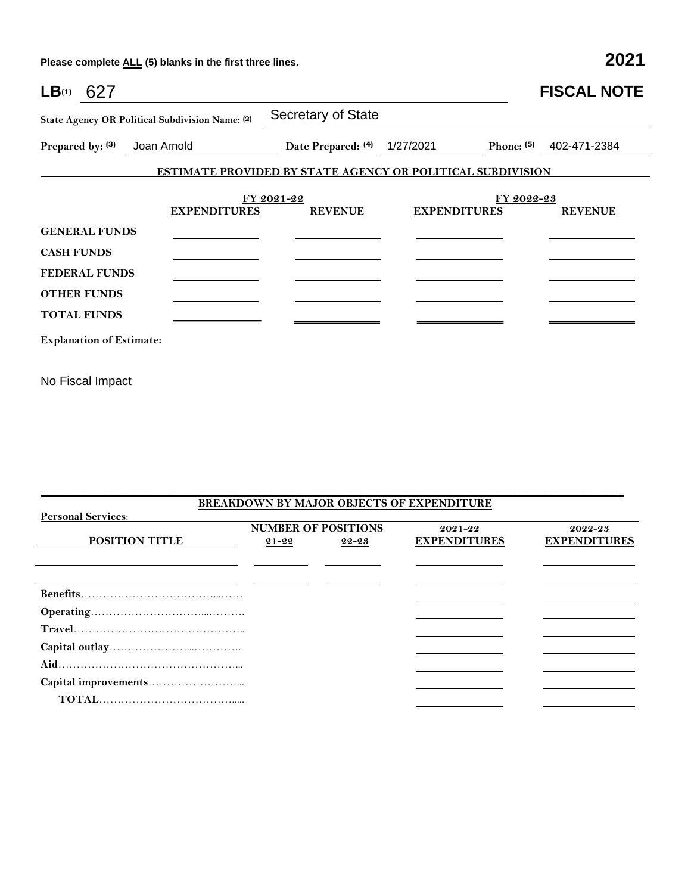Please complete ALL (5) blanks in the first three lines.

**2021**

**LB**(1) 627

**FISCAL NOTE**

**State Agency OR Political Subdivision Name:** (2) Secretary of State

**Prepared by:** (3) Joan Arnold **Date Prepared:** (4) 1/27/2021 **Phone:** (5) 402-471-2384

## ESTIMATE PROVIDED BY STATE AGENCY OR POLITICAL SUBDIVISION

| | FY 2021-22 | | FY 2022-23 | |
|---|---|---|---|---|
| | **EXPENDITURES** | **REVENUE** | **EXPENDITURES** | **REVENUE** |
| **GENERAL FUNDS** | | | | |
| **CASH FUNDS** | | | | |
| **FEDERAL FUNDS** | | | | |
| **OTHER FUNDS** | | | | |
| **TOTAL FUNDS** | | | | |

**Explanation of Estimate:**

No Fiscal Impact

## BREAKDOWN BY MAJOR OBJECTS OF EXPENDITURE

**Personal Services:**

| **POSITION TITLE** | **NUMBER OF POSITIONS 21-22** | **NUMBER OF POSITIONS 22-23** | **2021-22 EXPENDITURES** | **2022-23 EXPENDITURES** |
|---|---|---|---|---|
| | | | | |
| | | | | |
| **Benefits** | | | | |
| **Operating** | | | | |
| **Travel** | | | | |
| **Capital outlay** | | | | |
| **Aid** | | | | |
| **Capital improvements** | | | | |
| **TOTAL** | | | | |